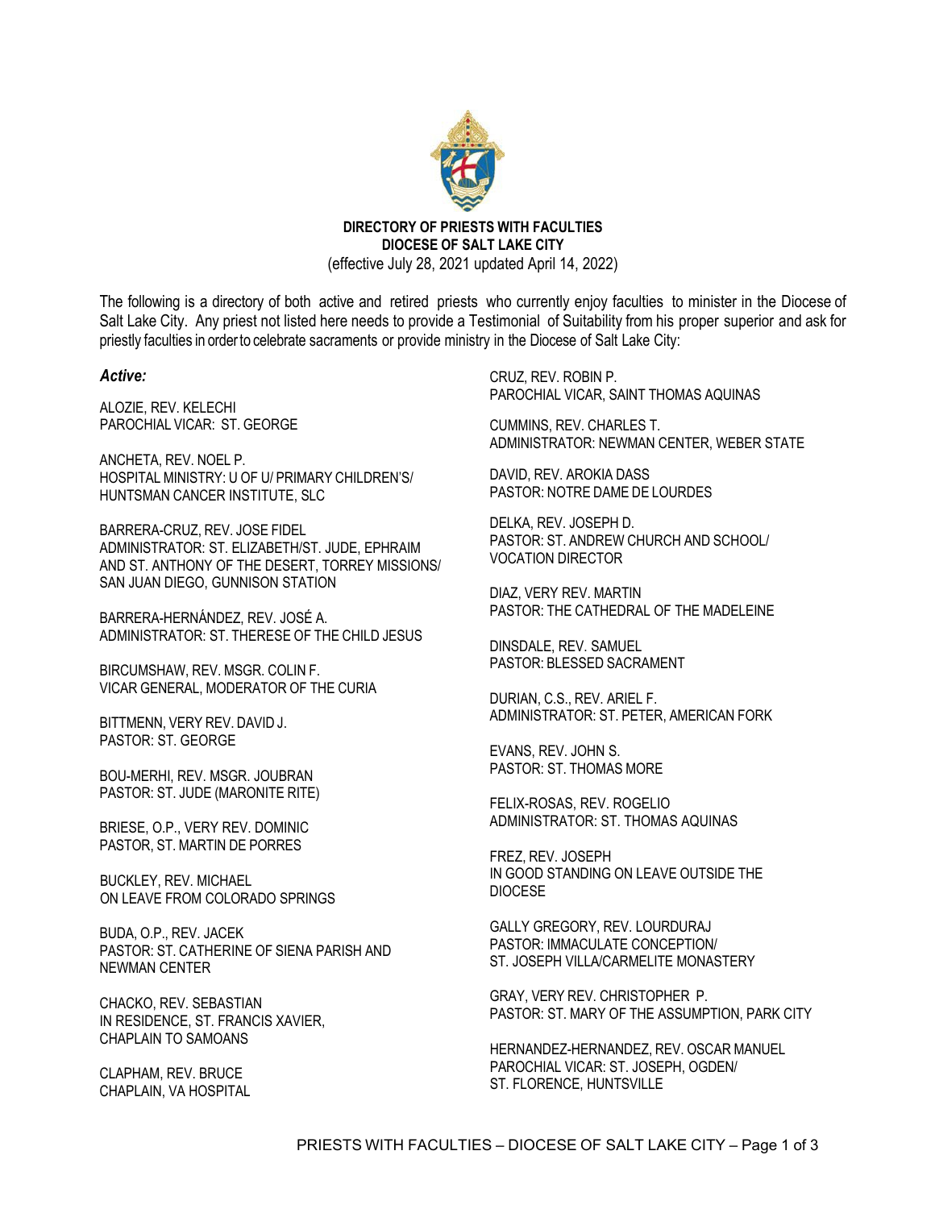**DIRECTORY OF PRIESTS WITH FACULTIES**
**DIOCESE OF SALT LAKE CITY**
(effective July 28, 2021 updated April 14, 2022)

The following is a directory of both active and retired priests who currently enjoy faculties to minister in the Diocese of Salt Lake City. Any priest not listed here needs to provide a Testimonial of Suitability from his proper superior and ask for priestly faculties in order to celebrate sacraments or provide ministry in the Diocese of Salt Lake City:

***Active:***

ALOZIE, REV. KELECHI
PAROCHIAL VICAR: ST. GEORGE

ANCHETA, REV. NOEL P.
HOSPITAL MINISTRY: U OF U/ PRIMARY CHILDREN'S/ HUNTSMAN CANCER INSTITUTE, SLC

BARRERA-CRUZ, REV. JOSE FIDEL
ADMINISTRATOR: ST. ELIZABETH/ST. JUDE, EPHRAIM AND ST. ANTHONY OF THE DESERT, TORREY MISSIONS/ SAN JUAN DIEGO, GUNNISON STATION

BARRERA-HERNÁNDEZ, REV. JOSÉ A.
ADMINISTRATOR: ST. THERESE OF THE CHILD JESUS

BIRCUMSHAW, REV. MSGR. COLIN F.
VICAR GENERAL, MODERATOR OF THE CURIA

BITTMENN, VERY REV. DAVID J.
PASTOR: ST. GEORGE

BOU-MERHI, REV. MSGR. JOUBRAN
PASTOR: ST. JUDE (MARONITE RITE)

BRIESE, O.P., VERY REV. DOMINIC
PASTOR, ST. MARTIN DE PORRES

BUCKLEY, REV. MICHAEL
ON LEAVE FROM COLORADO SPRINGS

BUDA, O.P., REV. JACEK
PASTOR: ST. CATHERINE OF SIENA PARISH AND NEWMAN CENTER

CHACKO, REV. SEBASTIAN
IN RESIDENCE, ST. FRANCIS XAVIER, CHAPLAIN TO SAMOANS

CLAPHAM, REV. BRUCE
CHAPLAIN, VA HOSPITAL

CRUZ, REV. ROBIN P.
PAROCHIAL VICAR, SAINT THOMAS AQUINAS

CUMMINS, REV. CHARLES T.
ADMINISTRATOR: NEWMAN CENTER, WEBER STATE

DAVID, REV. AROKIA DASS
PASTOR: NOTRE DAME DE LOURDES

DELKA, REV. JOSEPH D.
PASTOR: ST. ANDREW CHURCH AND SCHOOL/ VOCATION DIRECTOR

DIAZ, VERY REV. MARTIN
PASTOR: THE CATHEDRAL OF THE MADELEINE

DINSDALE, REV. SAMUEL
PASTOR: BLESSED SACRAMENT

DURIAN, C.S., REV. ARIEL F.
ADMINISTRATOR: ST. PETER, AMERICAN FORK

EVANS, REV. JOHN S.
PASTOR: ST. THOMAS MORE

FELIX-ROSAS, REV. ROGELIO
ADMINISTRATOR: ST. THOMAS AQUINAS

FREZ, REV. JOSEPH
IN GOOD STANDING ON LEAVE OUTSIDE THE DIOCESE

GALLY GREGORY, REV. LOURDURAJ
PASTOR: IMMACULATE CONCEPTION/ ST. JOSEPH VILLA/CARMELITE MONASTERY

GRAY, VERY REV. CHRISTOPHER P.
PASTOR: ST. MARY OF THE ASSUMPTION, PARK CITY

HERNANDEZ-HERNANDEZ, REV. OSCAR MANUEL
PAROCHIAL VICAR: ST. JOSEPH, OGDEN/ ST. FLORENCE, HUNTSVILLE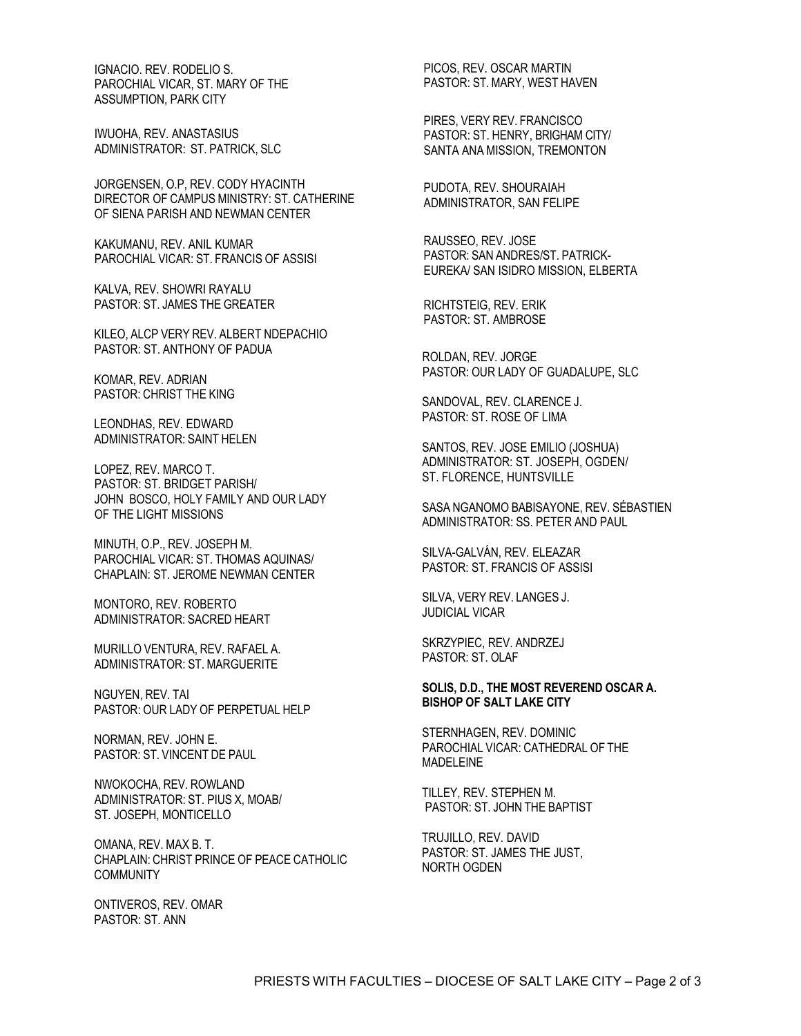IGNACIO. REV. RODELIO S.
PAROCHIAL VICAR, ST. MARY OF THE ASSUMPTION, PARK CITY

IWUOHA, REV. ANASTASIUS
ADMINISTRATOR: ST. PATRICK, SLC

JORGENSEN, O.P, REV. CODY HYACINTH
DIRECTOR OF CAMPUS MINISTRY: ST. CATHERINE OF SIENA PARISH AND NEWMAN CENTER

KAKUMANU, REV. ANIL KUMAR
PAROCHIAL VICAR: ST. FRANCIS OF ASSISI

KALVA, REV. SHOWRI RAYALU
PASTOR: ST. JAMES THE GREATER

KILEO, ALCP VERY REV. ALBERT NDEPACHIO
PASTOR: ST. ANTHONY OF PADUA

KOMAR, REV. ADRIAN
PASTOR: CHRIST THE KING

LEONDHAS, REV. EDWARD
ADMINISTRATOR: SAINT HELEN

LOPEZ, REV. MARCO T.
PASTOR: ST. BRIDGET PARISH/ JOHN BOSCO, HOLY FAMILY AND OUR LADY OF THE LIGHT MISSIONS

MINUTH, O.P., REV. JOSEPH M.
PAROCHIAL VICAR: ST. THOMAS AQUINAS/ CHAPLAIN: ST. JEROME NEWMAN CENTER

MONTORO, REV. ROBERTO
ADMINISTRATOR: SACRED HEART

MURILLO VENTURA, REV. RAFAEL A.
ADMINISTRATOR: ST. MARGUERITE

NGUYEN, REV. TAI
PASTOR: OUR LADY OF PERPETUAL HELP

NORMAN, REV. JOHN E.
PASTOR: ST. VINCENT DE PAUL

NWOKOCHA, REV. ROWLAND
ADMINISTRATOR: ST. PIUS X, MOAB/ ST. JOSEPH, MONTICELLO

OMANA, REV. MAX B. T.
CHAPLAIN: CHRIST PRINCE OF PEACE CATHOLIC COMMUNITY

ONTIVEROS, REV. OMAR
PASTOR: ST. ANN

PICOS, REV. OSCAR MARTIN
PASTOR: ST. MARY, WEST HAVEN

PIRES, VERY REV. FRANCISCO
PASTOR: ST. HENRY, BRIGHAM CITY/ SANTA ANA MISSION, TREMONTON

PUDOTA, REV. SHOURAIAH
ADMINISTRATOR, SAN FELIPE

RAUSSEO, REV. JOSE
PASTOR: SAN ANDRES/ST. PATRICK-EUREKA/ SAN ISIDRO MISSION, ELBERTA

RICHTSTEIG, REV. ERIK
PASTOR: ST. AMBROSE

ROLDAN, REV. JORGE
PASTOR: OUR LADY OF GUADALUPE, SLC

SANDOVAL, REV. CLARENCE J.
PASTOR: ST. ROSE OF LIMA

SANTOS, REV. JOSE EMILIO (JOSHUA)
ADMINISTRATOR: ST. JOSEPH, OGDEN/ ST. FLORENCE, HUNTSVILLE

SASA NGANOMO BABISAYONE, REV. SÉBASTIEN
ADMINISTRATOR: SS. PETER AND PAUL

SILVA-GALVÁN, REV. ELEAZAR
PASTOR: ST. FRANCIS OF ASSISI

SILVA, VERY REV. LANGES J.
JUDICIAL VICAR

SKRZYPIEC, REV. ANDRZEJ
PASTOR: ST. OLAF

**SOLIS, D.D., THE MOST REVEREND OSCAR A.**
**BISHOP OF SALT LAKE CITY**

STERNHAGEN, REV. DOMINIC
PAROCHIAL VICAR: CATHEDRAL OF THE MADELEINE

TILLEY, REV. STEPHEN M.
PASTOR: ST. JOHN THE BAPTIST

TRUJILLO, REV. DAVID
PASTOR: ST. JAMES THE JUST, NORTH OGDEN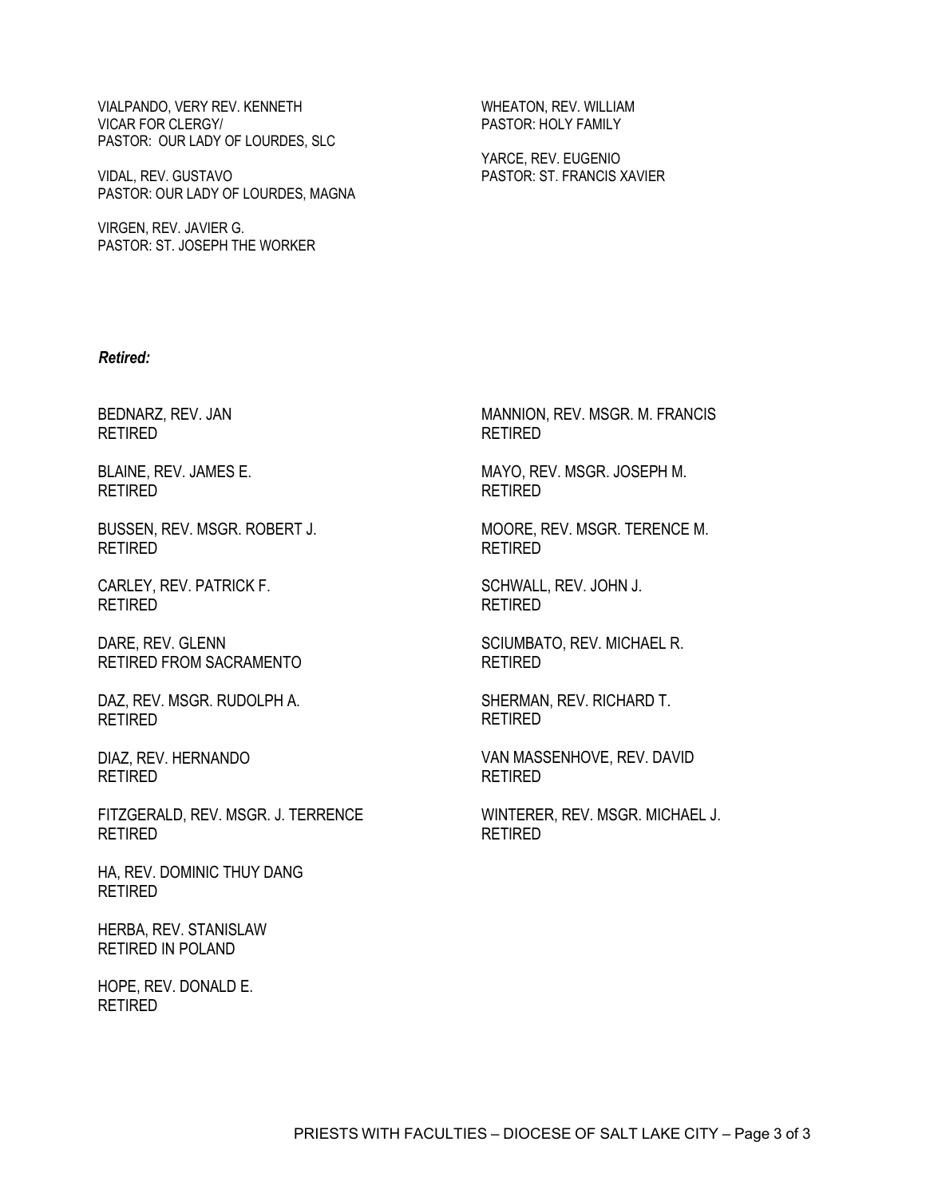VIALPANDO, VERY REV. KENNETH
VICAR FOR CLERGY/
PASTOR: OUR LADY OF LOURDES, SLC

VIDAL, REV. GUSTAVO
PASTOR: OUR LADY OF LOURDES, MAGNA

VIRGEN, REV. JAVIER G.
PASTOR: ST. JOSEPH THE WORKER

WHEATON, REV. WILLIAM
PASTOR: HOLY FAMILY

YARCE, REV. EUGENIO
PASTOR: ST. FRANCIS XAVIER

***Retired:***

BEDNARZ, REV. JAN
RETIRED

BLAINE, REV. JAMES E.
RETIRED

BUSSEN, REV. MSGR. ROBERT J.
RETIRED

CARLEY, REV. PATRICK F.
RETIRED

DARE, REV. GLENN
RETIRED FROM SACRAMENTO

DAZ, REV. MSGR. RUDOLPH A.
RETIRED

DIAZ, REV. HERNANDO
RETIRED

FITZGERALD, REV. MSGR. J. TERRENCE
RETIRED

HA, REV. DOMINIC THUY DANG
RETIRED

HERBA, REV. STANISLAW
RETIRED IN POLAND

HOPE, REV. DONALD E.
RETIRED

MANNION, REV. MSGR. M. FRANCIS
RETIRED

MAYO, REV. MSGR. JOSEPH M.
RETIRED

MOORE, REV. MSGR. TERENCE M.
RETIRED

SCHWALL, REV. JOHN J.
RETIRED

SCIUMBATO, REV. MICHAEL R.
RETIRED

SHERMAN, REV. RICHARD T.
RETIRED

VAN MASSENHOVE, REV. DAVID
RETIRED

WINTERER, REV. MSGR. MICHAEL J.
RETIRED